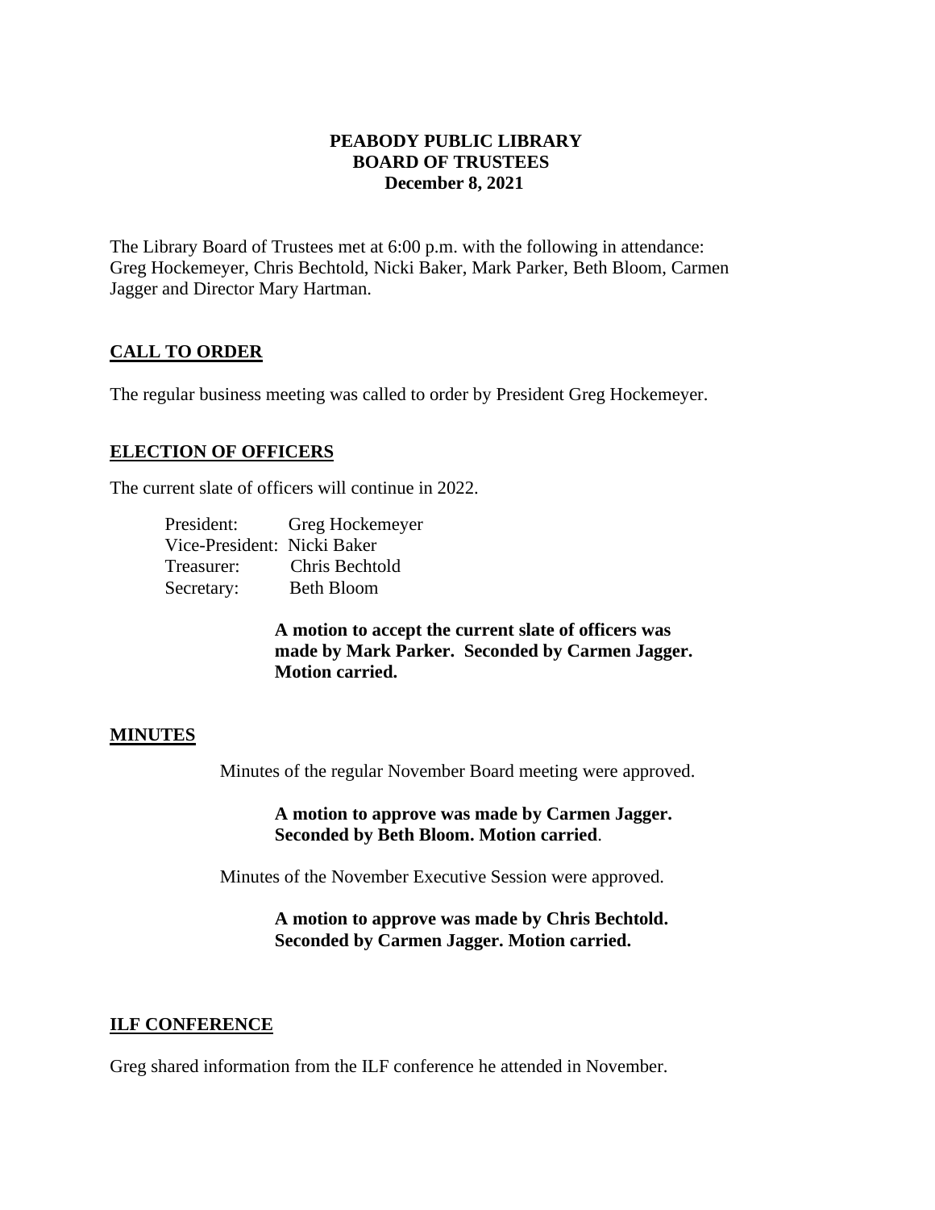**PEABODY PUBLIC LIBRARY**
**BOARD OF TRUSTEES**
**December 8, 2021**

The Library Board of Trustees met at 6:00 p.m. with the following in attendance: Greg Hockemeyer, Chris Bechtold, Nicki Baker, Mark Parker, Beth Bloom, Carmen Jagger and Director Mary Hartman.

## CALL TO ORDER

The regular business meeting was called to order by President Greg Hockemeyer.

## ELECTION OF OFFICERS

The current slate of officers will continue in 2022.

President: Greg Hockemeyer
Vice-President: Nicki Baker
Treasurer: Chris Bechtold
Secretary: Beth Bloom

**A motion to accept the current slate of officers was made by Mark Parker. Seconded by Carmen Jagger. Motion carried.**

## MINUTES

Minutes of the regular November Board meeting were approved.

**A motion to approve was made by Carmen Jagger. Seconded by Beth Bloom. Motion carried**.

Minutes of the November Executive Session were approved.

**A motion to approve was made by Chris Bechtold. Seconded by Carmen Jagger. Motion carried.**

## ILF CONFERENCE

Greg shared information from the ILF conference he attended in November.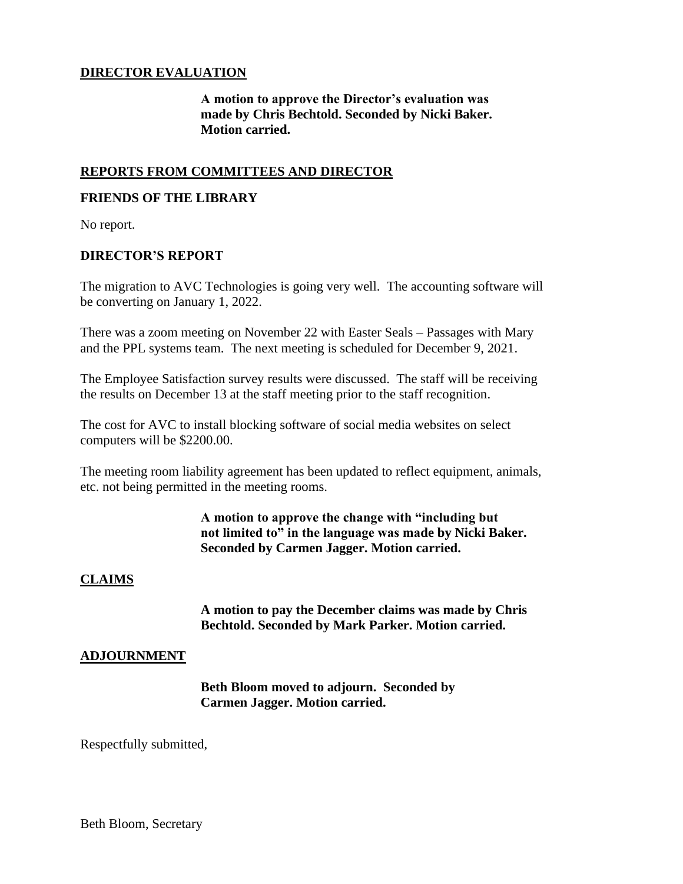## DIRECTOR EVALUATION

**A motion to approve the Director's evaluation was made by Chris Bechtold. Seconded by Nicki Baker. Motion carried.**

## REPORTS FROM COMMITTEES AND DIRECTOR

### FRIENDS OF THE LIBRARY

No report.

### DIRECTOR'S REPORT

The migration to AVC Technologies is going very well. The accounting software will be converting on January 1, 2022.

There was a zoom meeting on November 22 with Easter Seals – Passages with Mary and the PPL systems team. The next meeting is scheduled for December 9, 2021.

The Employee Satisfaction survey results were discussed. The staff will be receiving the results on December 13 at the staff meeting prior to the staff recognition.

The cost for AVC to install blocking software of social media websites on select computers will be $2200.00.

The meeting room liability agreement has been updated to reflect equipment, animals, etc. not being permitted in the meeting rooms.

**A motion to approve the change with "including but not limited to" in the language was made by Nicki Baker. Seconded by Carmen Jagger. Motion carried.**

## CLAIMS

**A motion to pay the December claims was made by Chris Bechtold. Seconded by Mark Parker. Motion carried.**

## ADJOURNMENT

**Beth Bloom moved to adjourn. Seconded by Carmen Jagger. Motion carried.**

Respectfully submitted,

Beth Bloom, Secretary